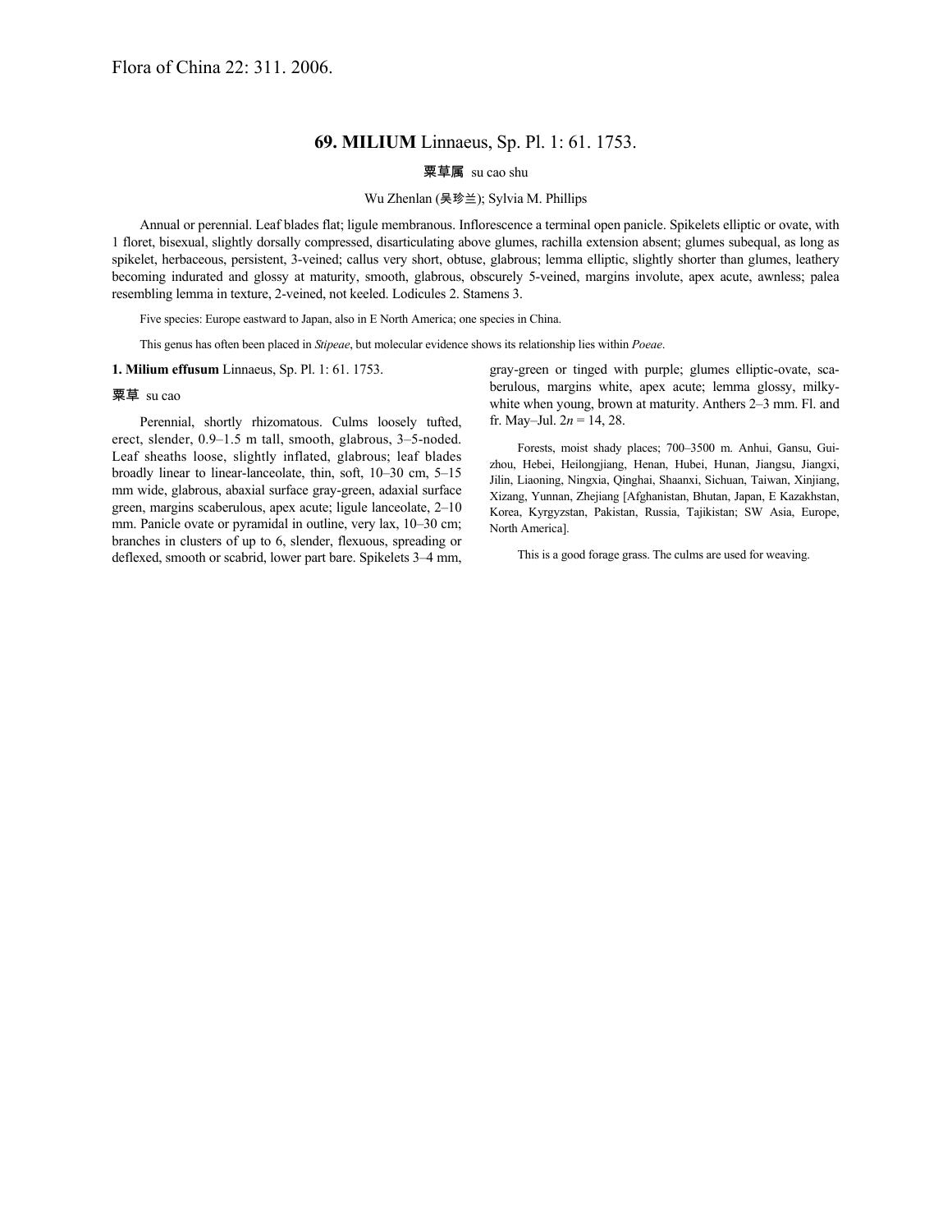Flora of China 22: 311. 2006.

## 69. **MILIUM** Linnaeus, Sp. Pl. 1: 61. 1753.

**粟草属** su cao shu

Wu Zhenlan (吴珍兰); Sylvia M. Phillips

Annual or perennial. Leaf blades flat; ligule membranous. Inflorescence a terminal open panicle. Spikelets elliptic or ovate, with 1 floret, bisexual, slightly dorsally compressed, disarticulating above glumes, rachilla extension absent; glumes subequal, as long as spikelet, herbaceous, persistent, 3-veined; callus very short, obtuse, glabrous; lemma elliptic, slightly shorter than glumes, leathery becoming indurated and glossy at maturity, smooth, glabrous, obscurely 5-veined, margins involute, apex acute, awnless; palea resembling lemma in texture, 2-veined, not keeled. Lodicules 2. Stamens 3.

Five species: Europe eastward to Japan, also in E North America; one species in China.

This genus has often been placed in *Stipeae*, but molecular evidence shows its relationship lies within *Poeae*.

**1. Milium effusum** Linnaeus, Sp. Pl. 1: 61. 1753.

**粟草** su cao

Perennial, shortly rhizomatous. Culms loosely tufted, erect, slender, 0.9–1.5 m tall, smooth, glabrous, 3–5-noded. Leaf sheaths loose, slightly inflated, glabrous; leaf blades broadly linear to linear-lanceolate, thin, soft, 10–30 cm, 5–15 mm wide, glabrous, abaxial surface gray-green, adaxial surface green, margins scaberulous, apex acute; ligule lanceolate, 2–10 mm. Panicle ovate or pyramidal in outline, very lax, 10–30 cm; branches in clusters of up to 6, slender, flexuous, spreading or deflexed, smooth or scabrid, lower part bare. Spikelets 3–4 mm, gray-green or tinged with purple; glumes elliptic-ovate, scaberulous, margins white, apex acute; lemma glossy, milky-white when young, brown at maturity. Anthers 2–3 mm. Fl. and fr. May–Jul. $2n$ = 14, 28.

Forests, moist shady places; 700–3500 m. Anhui, Gansu, Guizhou, Hebei, Heilongjiang, Henan, Hubei, Hunan, Jiangsu, Jiangxi, Jilin, Liaoning, Ningxia, Qinghai, Shaanxi, Sichuan, Taiwan, Xinjiang, Xizang, Yunnan, Zhejiang [Afghanistan, Bhutan, Japan, E Kazakhstan, Korea, Kyrgyzstan, Pakistan, Russia, Tajikistan; SW Asia, Europe, North America].

This is a good forage grass. The culms are used for weaving.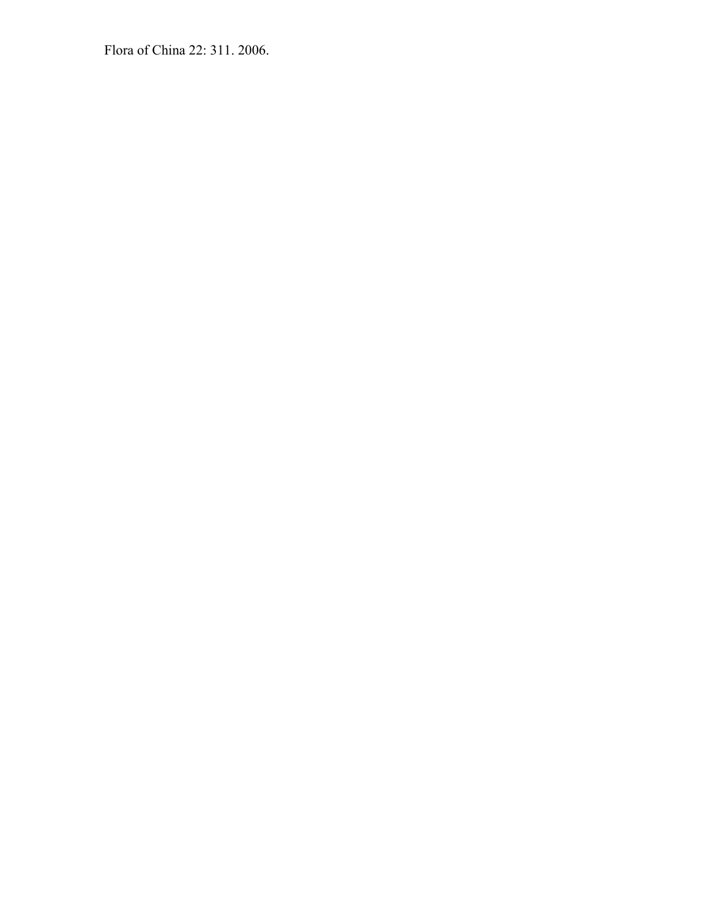Flora of China 22: 311. 2006.